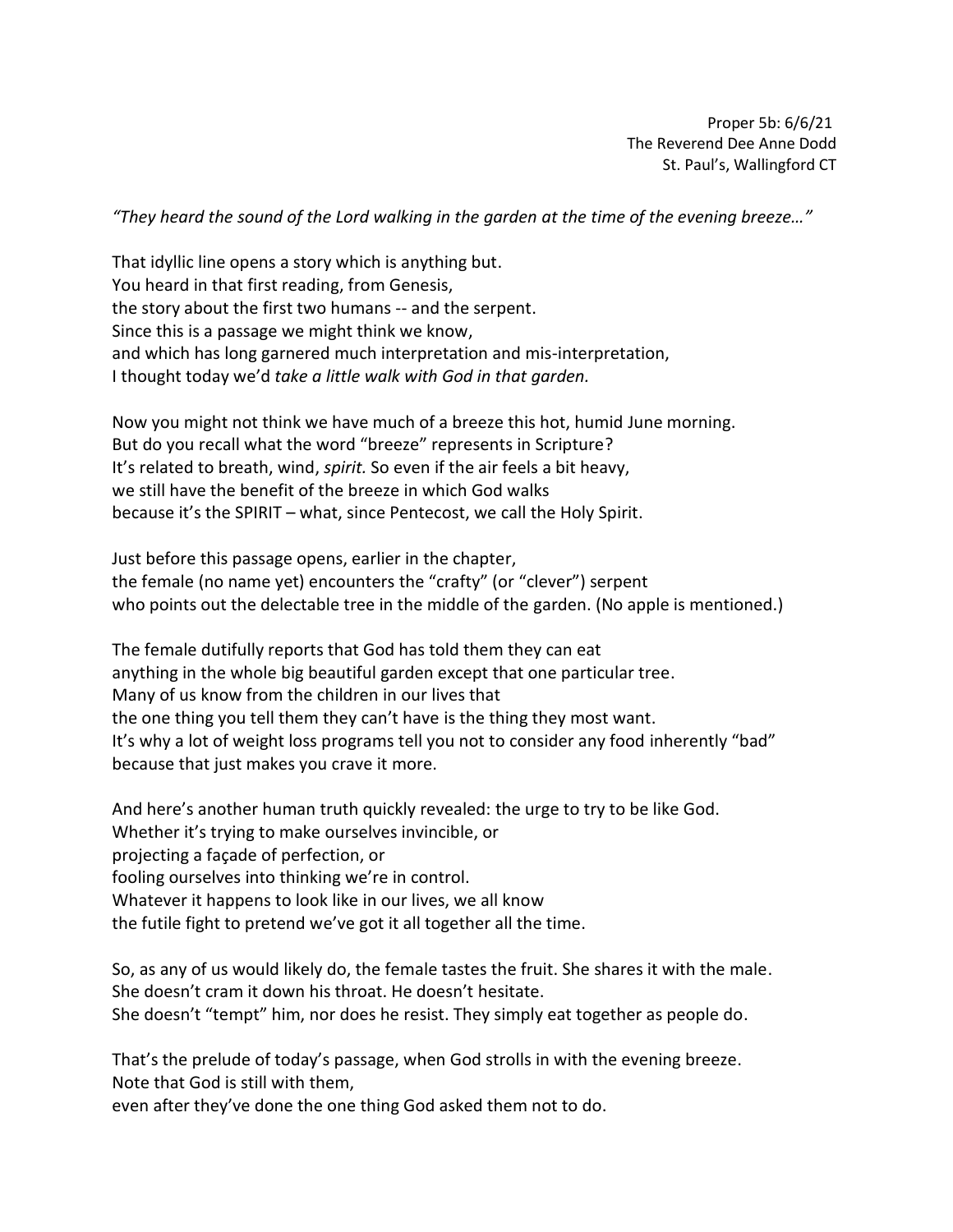Proper 5b: 6/6/21
The Reverend Dee Anne Dodd
St. Paul's, Wallingford CT

*"They heard the sound of the Lord walking in the garden at the time of the evening breeze…"*

That idyllic line opens a story which is anything but.
You heard in that first reading, from Genesis,
the story about the first two humans -- and the serpent.
Since this is a passage we might think we know,
and which has long garnered much interpretation and mis-interpretation,
I thought today we'd *take a little walk with God in that garden.*

Now you might not think we have much of a breeze this hot, humid June morning.
But do you recall what the word "breeze" represents in Scripture?
It's related to breath, wind, *spirit.* So even if the air feels a bit heavy,
we still have the benefit of the breeze in which God walks
because it's the SPIRIT – what, since Pentecost, we call the Holy Spirit.

Just before this passage opens, earlier in the chapter,
the female (no name yet) encounters the "crafty" (or "clever") serpent
who points out the delectable tree in the middle of the garden. (No apple is mentioned.)

The female dutifully reports that God has told them they can eat
anything in the whole big beautiful garden except that one particular tree.
Many of us know from the children in our lives that
the one thing you tell them they can't have is the thing they most want.
It's why a lot of weight loss programs tell you not to consider any food inherently "bad"
because that just makes you crave it more.

And here's another human truth quickly revealed: the urge to try to be like God.
Whether it's trying to make ourselves invincible, or
projecting a façade of perfection, or
fooling ourselves into thinking we're in control.
Whatever it happens to look like in our lives, we all know
the futile fight to pretend we've got it all together all the time.

So, as any of us would likely do, the female tastes the fruit. She shares it with the male.
She doesn't cram it down his throat. He doesn't hesitate.
She doesn't "tempt" him, nor does he resist. They simply eat together as people do.

That's the prelude of today's passage, when God strolls in with the evening breeze.
Note that God is still with them,
even after they've done the one thing God asked them not to do.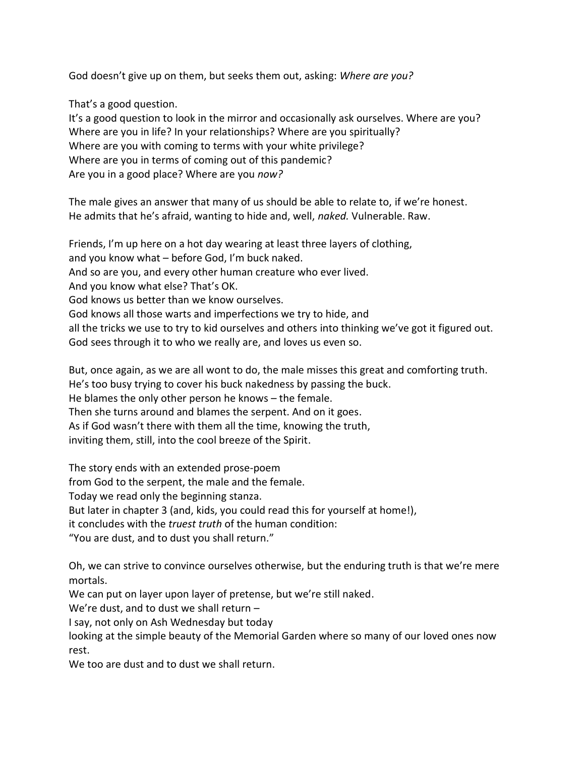God doesn't give up on them, but seeks them out, asking: *Where are you?*

That's a good question.
It's a good question to look in the mirror and occasionally ask ourselves. Where are you?
Where are you in life? In your relationships? Where are you spiritually?
Where are you with coming to terms with your white privilege?
Where are you in terms of coming out of this pandemic?
Are you in a good place? Where are you *now?*

The male gives an answer that many of us should be able to relate to, if we're honest.
He admits that he's afraid, wanting to hide and, well, *naked.* Vulnerable. Raw.

Friends, I'm up here on a hot day wearing at least three layers of clothing,
and you know what – before God, I'm buck naked.
And so are you, and every other human creature who ever lived.
And you know what else? That's OK.
God knows us better than we know ourselves.
God knows all those warts and imperfections we try to hide, and
all the tricks we use to try to kid ourselves and others into thinking we've got it figured out.
God sees through it to who we really are, and loves us even so.

But, once again, as we are all wont to do, the male misses this great and comforting truth.
He's too busy trying to cover his buck nakedness by passing the buck.
He blames the only other person he knows – the female.
Then she turns around and blames the serpent. And on it goes.
As if God wasn't there with them all the time, knowing the truth,
inviting them, still, into the cool breeze of the Spirit.

The story ends with an extended prose-poem
from God to the serpent, the male and the female.
Today we read only the beginning stanza.
But later in chapter 3 (and, kids, you could read this for yourself at home!),
it concludes with the *truest truth* of the human condition:
"You are dust, and to dust you shall return."

Oh, we can strive to convince ourselves otherwise, but the enduring truth is that we're mere mortals.
We can put on layer upon layer of pretense, but we're still naked.
We're dust, and to dust we shall return –
I say, not only on Ash Wednesday but today
looking at the simple beauty of the Memorial Garden where so many of our loved ones now rest.
We too are dust and to dust we shall return.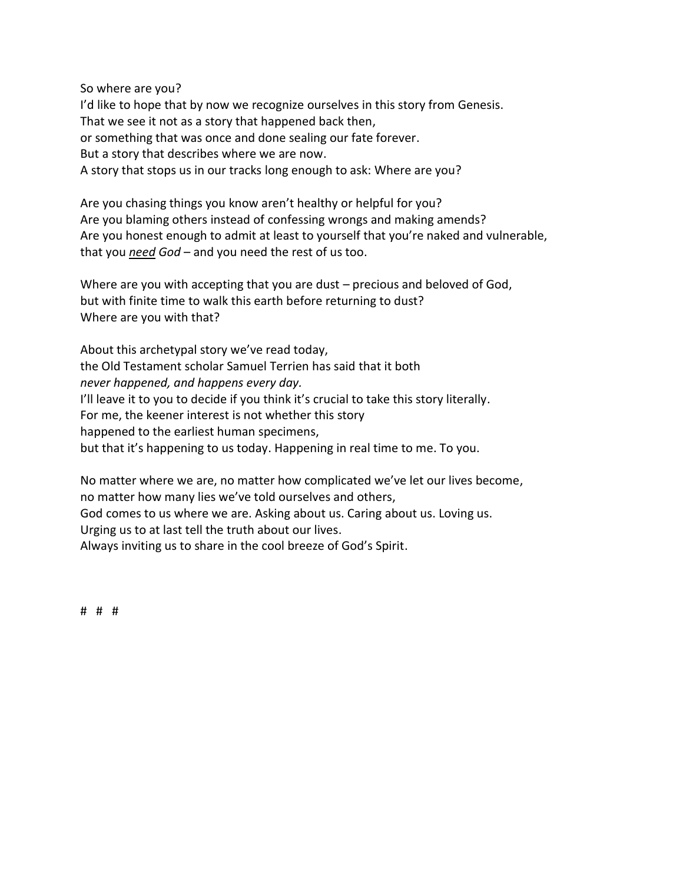So where are you?
I'd like to hope that by now we recognize ourselves in this story from Genesis.
That we see it not as a story that happened back then,
or something that was once and done sealing our fate forever.
But a story that describes where we are now.
A story that stops us in our tracks long enough to ask: Where are you?

Are you chasing things you know aren't healthy or helpful for you?
Are you blaming others instead of confessing wrongs and making amends?
Are you honest enough to admit at least to yourself that you're naked and vulnerable,
that you <u>***need***</u> *God* – and you need the rest of us too.

Where are you with accepting that you are dust – precious and beloved of God,
but with finite time to walk this earth before returning to dust?
Where are you with that?

About this archetypal story we've read today,
the Old Testament scholar Samuel Terrien has said that it both
*never happened, and happens every day.*
I'll leave it to you to decide if you think it's crucial to take this story literally.
For me, the keener interest is not whether this story
happened to the earliest human specimens,
but that it's happening to us today. Happening in real time to me. To you.

No matter where we are, no matter how complicated we've let our lives become,
no matter how many lies we've told ourselves and others,
God comes to us where we are. Asking about us. Caring about us. Loving us.
Urging us to at last tell the truth about our lives.
Always inviting us to share in the cool breeze of God's Spirit.

\# # #